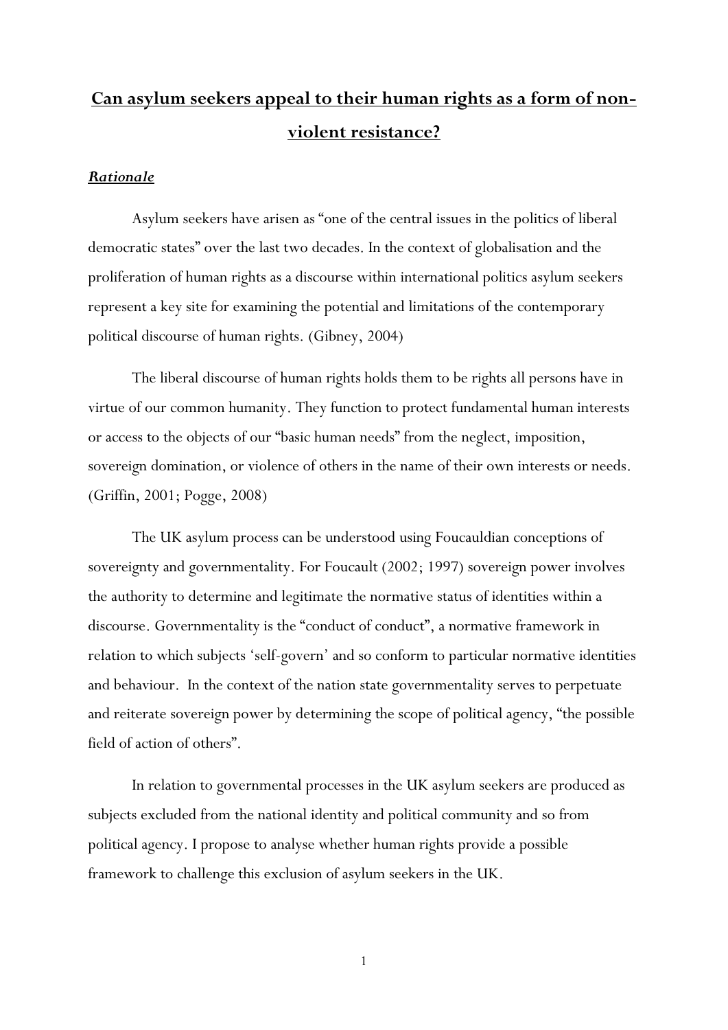# Can asylum seekers appeal to their human rights as a form of non-violent resistance?

## ***Rationale***

Asylum seekers have arisen as "one of the central issues in the politics of liberal democratic states" over the last two decades. In the context of globalisation and the proliferation of human rights as a discourse within international politics asylum seekers represent a key site for examining the potential and limitations of the contemporary political discourse of human rights. (Gibney, 2004)

The liberal discourse of human rights holds them to be rights all persons have in virtue of our common humanity. They function to protect fundamental human interests or access to the objects of our "basic human needs" from the neglect, imposition, sovereign domination, or violence of others in the name of their own interests or needs. (Griffin, 2001; Pogge, 2008)

The UK asylum process can be understood using Foucauldian conceptions of sovereignty and governmentality. For Foucault (2002; 1997) sovereign power involves the authority to determine and legitimate the normative status of identities within a discourse. Governmentality is the "conduct of conduct", a normative framework in relation to which subjects 'self-govern' and so conform to particular normative identities and behaviour. In the context of the nation state governmentality serves to perpetuate and reiterate sovereign power by determining the scope of political agency, "the possible field of action of others".

In relation to governmental processes in the UK asylum seekers are produced as subjects excluded from the national identity and political community and so from political agency. I propose to analyse whether human rights provide a possible framework to challenge this exclusion of asylum seekers in the UK.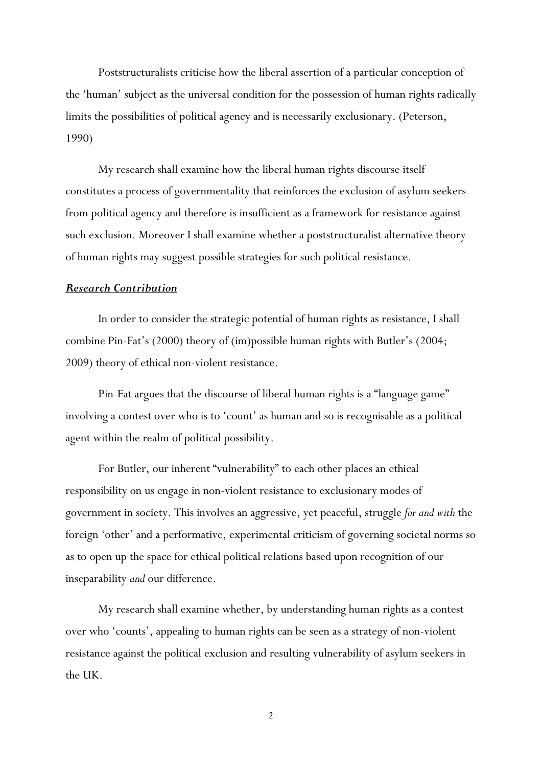Poststructuralists criticise how the liberal assertion of a particular conception of the 'human' subject as the universal condition for the possession of human rights radically limits the possibilities of political agency and is necessarily exclusionary. (Peterson, 1990)

My research shall examine how the liberal human rights discourse itself constitutes a process of governmentality that reinforces the exclusion of asylum seekers from political agency and therefore is insufficient as a framework for resistance against such exclusion. Moreover I shall examine whether a poststructuralist alternative theory of human rights may suggest possible strategies for such political resistance.

***Research Contribution***

In order to consider the strategic potential of human rights as resistance, I shall combine Pin-Fat's (2000) theory of (im)possible human rights with Butler's (2004; 2009) theory of ethical non-violent resistance.

Pin-Fat argues that the discourse of liberal human rights is a "language game" involving a contest over who is to 'count' as human and so is recognisable as a political agent within the realm of political possibility.

For Butler, our inherent "vulnerability" to each other places an ethical responsibility on us engage in non-violent resistance to exclusionary modes of government in society. This involves an aggressive, yet peaceful, struggle *for and with* the foreign 'other' and a performative, experimental criticism of governing societal norms so as to open up the space for ethical political relations based upon recognition of our inseparability *and* our difference.

My research shall examine whether, by understanding human rights as a contest over who 'counts', appealing to human rights can be seen as a strategy of non-violent resistance against the political exclusion and resulting vulnerability of asylum seekers in the UK.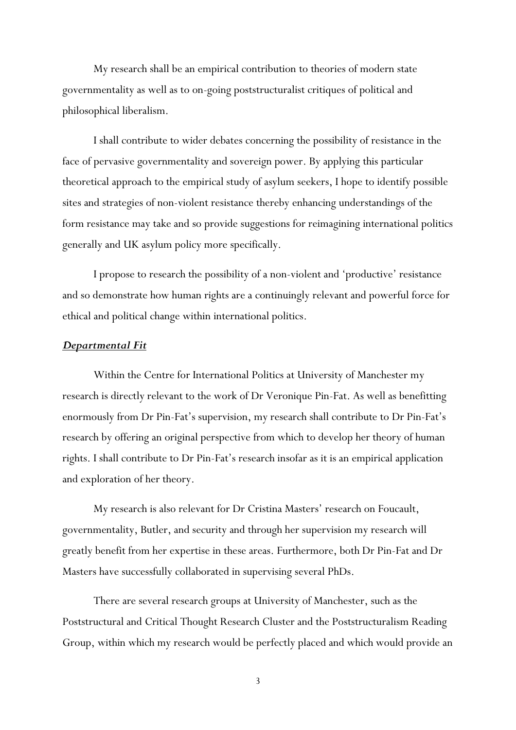My research shall be an empirical contribution to theories of modern state governmentality as well as to on-going poststructuralist critiques of political and philosophical liberalism.

I shall contribute to wider debates concerning the possibility of resistance in the face of pervasive governmentality and sovereign power. By applying this particular theoretical approach to the empirical study of asylum seekers, I hope to identify possible sites and strategies of non-violent resistance thereby enhancing understandings of the form resistance may take and so provide suggestions for reimagining international politics generally and UK asylum policy more specifically.

I propose to research the possibility of a non-violent and 'productive' resistance and so demonstrate how human rights are a continuingly relevant and powerful force for ethical and political change within international politics.

***Departmental Fit***

Within the Centre for International Politics at University of Manchester my research is directly relevant to the work of Dr Veronique Pin-Fat. As well as benefitting enormously from Dr Pin-Fat's supervision, my research shall contribute to Dr Pin-Fat's research by offering an original perspective from which to develop her theory of human rights. I shall contribute to Dr Pin-Fat's research insofar as it is an empirical application and exploration of her theory.

My research is also relevant for Dr Cristina Masters' research on Foucault, governmentality, Butler, and security and through her supervision my research will greatly benefit from her expertise in these areas. Furthermore, both Dr Pin-Fat and Dr Masters have successfully collaborated in supervising several PhDs.

There are several research groups at University of Manchester, such as the Poststructural and Critical Thought Research Cluster and the Poststructuralism Reading Group, within which my research would be perfectly placed and which would provide an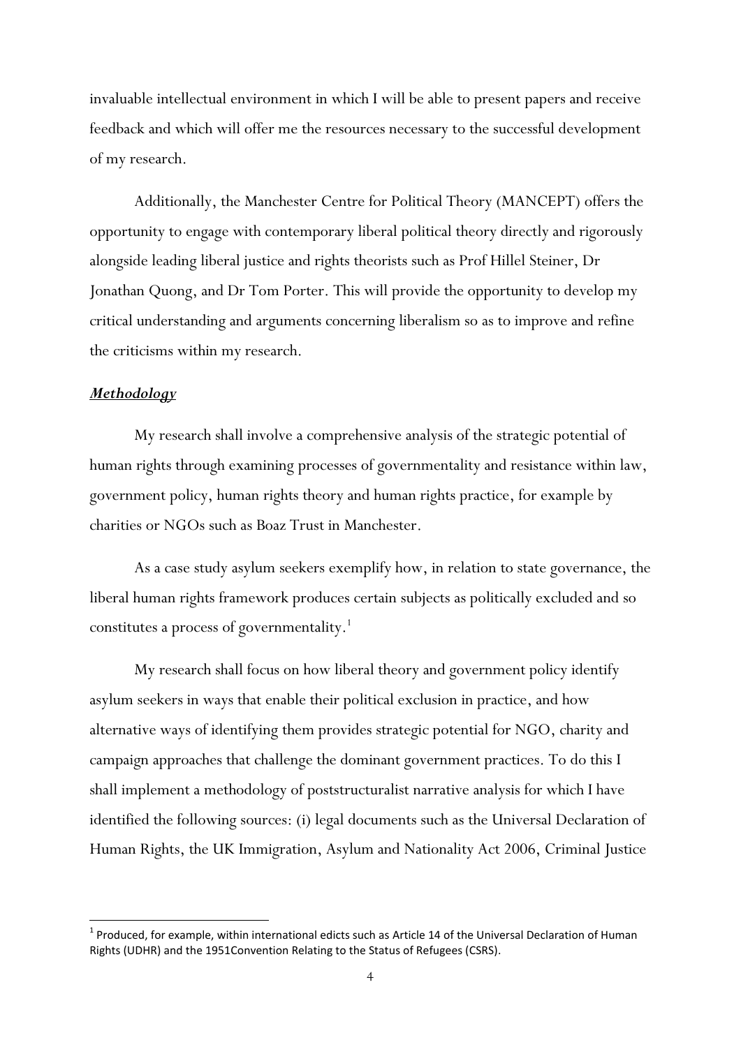invaluable intellectual environment in which I will be able to present papers and receive feedback and which will offer me the resources necessary to the successful development of my research.

Additionally, the Manchester Centre for Political Theory (MANCEPT) offers the opportunity to engage with contemporary liberal political theory directly and rigorously alongside leading liberal justice and rights theorists such as Prof Hillel Steiner, Dr Jonathan Quong, and Dr Tom Porter. This will provide the opportunity to develop my critical understanding and arguments concerning liberalism so as to improve and refine the criticisms within my research.

***Methodology***

My research shall involve a comprehensive analysis of the strategic potential of human rights through examining processes of governmentality and resistance within law, government policy, human rights theory and human rights practice, for example by charities or NGOs such as Boaz Trust in Manchester.

As a case study asylum seekers exemplify how, in relation to state governance, the liberal human rights framework produces certain subjects as politically excluded and so constitutes a process of governmentality.[1]

My research shall focus on how liberal theory and government policy identify asylum seekers in ways that enable their political exclusion in practice, and how alternative ways of identifying them provides strategic potential for NGO, charity and campaign approaches that challenge the dominant government practices. To do this I shall implement a methodology of poststructuralist narrative analysis for which I have identified the following sources: (i) legal documents such as the Universal Declaration of Human Rights, the UK Immigration, Asylum and Nationality Act 2006, Criminal Justice

[1] Produced, for example, within international edicts such as Article 14 of the Universal Declaration of Human Rights (UDHR) and the 1951Convention Relating to the Status of Refugees (CSRS).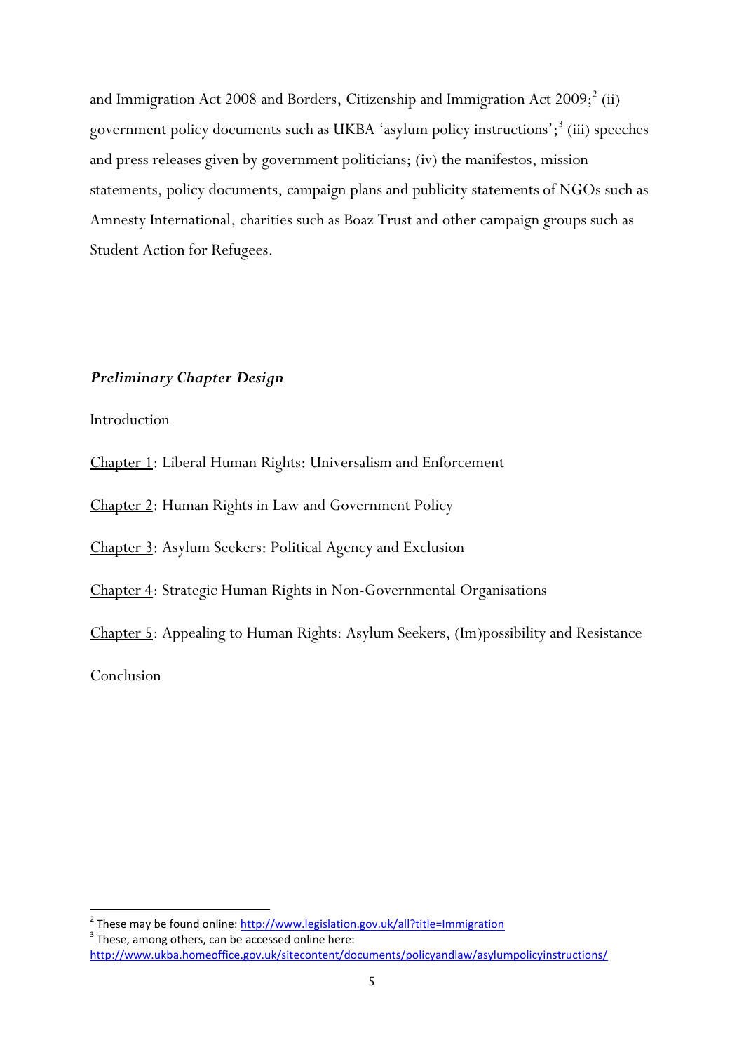and Immigration Act 2008 and Borders, Citizenship and Immigration Act 2009;[2] (ii) government policy documents such as UKBA 'asylum policy instructions';[3] (iii) speeches and press releases given by government politicians; (iv) the manifestos, mission statements, policy documents, campaign plans and publicity statements of NGOs such as Amnesty International, charities such as Boaz Trust and other campaign groups such as Student Action for Refugees.

## ***Preliminary Chapter Design***

Introduction

Chapter 1: Liberal Human Rights: Universalism and Enforcement

Chapter 2: Human Rights in Law and Government Policy

Chapter 3: Asylum Seekers: Political Agency and Exclusion

Chapter 4: Strategic Human Rights in Non-Governmental Organisations

Chapter 5: Appealing to Human Rights: Asylum Seekers, (Im)possibility and Resistance

Conclusion

---

[2] These may be found online: http://www.legislation.gov.uk/all?title=Immigration

[3] These, among others, can be accessed online here: http://www.ukba.homeoffice.gov.uk/sitecontent/documents/policyandlaw/asylumpolicyinstructions/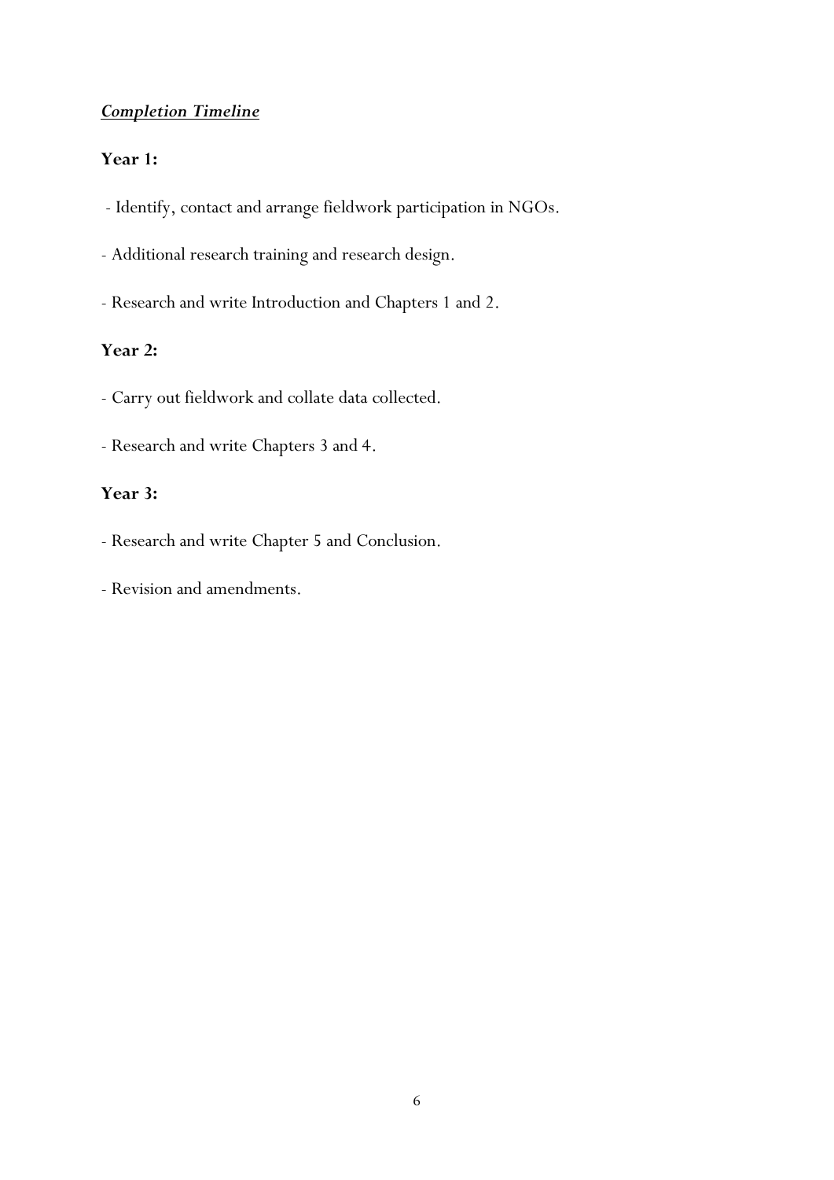***Completion Timeline***

**Year 1:**

- Identify, contact and arrange fieldwork participation in NGOs.
- Additional research training and research design.
- Research and write Introduction and Chapters 1 and 2.

**Year 2:**

- Carry out fieldwork and collate data collected.
- Research and write Chapters 3 and 4.

**Year 3:**

- Research and write Chapter 5 and Conclusion.
- Revision and amendments.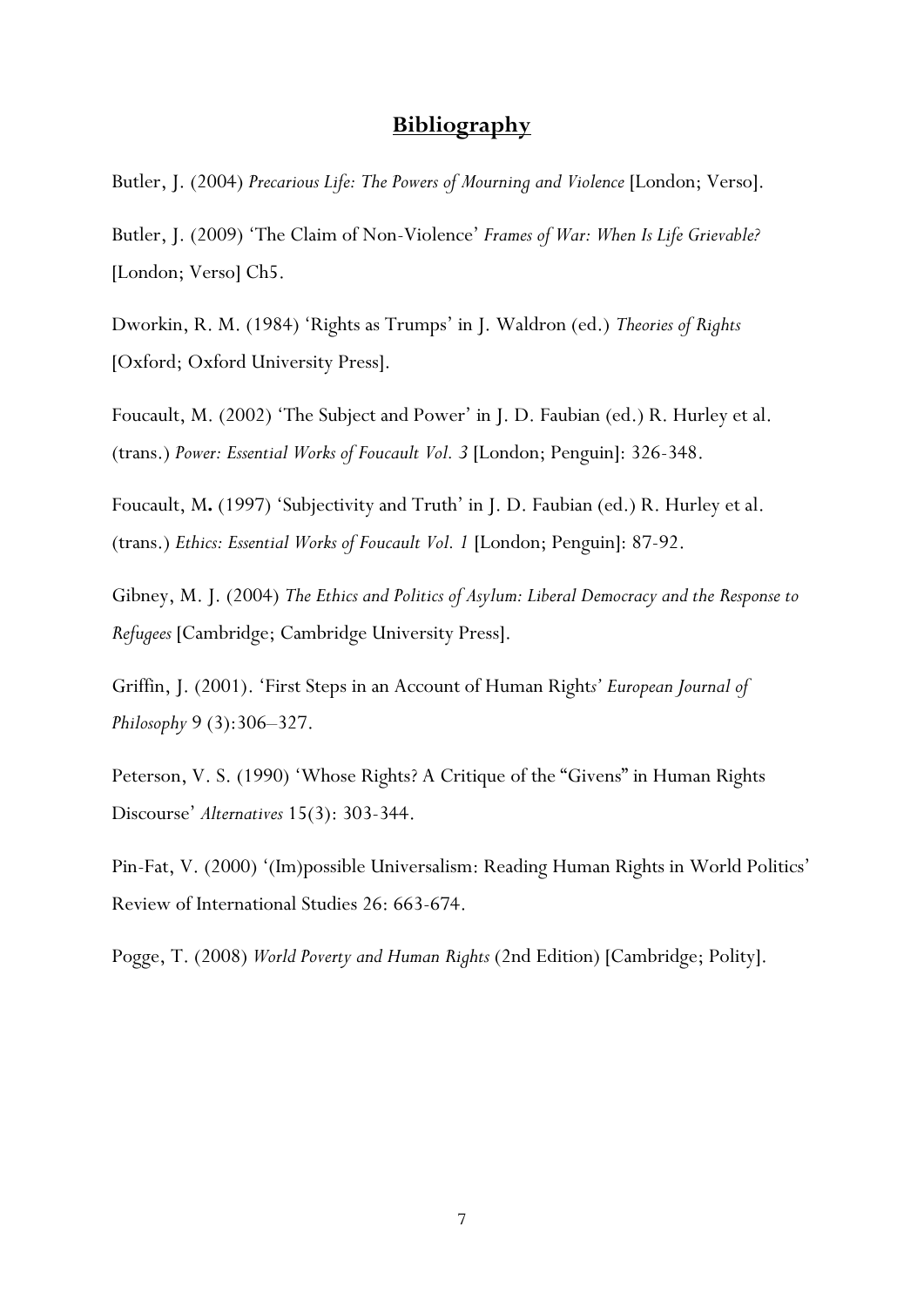## **Bibliography**

Butler, J. (2004) *Precarious Life: The Powers of Mourning and Violence* [London; Verso].

Butler, J. (2009) 'The Claim of Non-Violence' *Frames of War: When Is Life Grievable?* [London; Verso] Ch5.

Dworkin, R. M. (1984) 'Rights as Trumps' in J. Waldron (ed.) *Theories of Rights* [Oxford; Oxford University Press].

Foucault, M. (2002) 'The Subject and Power' in J. D. Faubian (ed.) R. Hurley et al. (trans.) *Power: Essential Works of Foucault Vol. 3* [London; Penguin]: 326-348.

Foucault, M**.** (1997) 'Subjectivity and Truth' in J. D. Faubian (ed.) R. Hurley et al. (trans.) *Ethics: Essential Works of Foucault Vol. 1* [London; Penguin]: 87-92.

Gibney, M. J. (2004) *The Ethics and Politics of Asylum: Liberal Democracy and the Response to Refugees* [Cambridge; Cambridge University Press].

Griffin, J. (2001). 'First Steps in an Account of Human Right*s' European Journal of Philosophy* 9 (3):306–327.

Peterson, V. S. (1990) 'Whose Rights? A Critique of the "Givens" in Human Rights Discourse' *Alternatives* 15(3): 303-344.

Pin-Fat, V. (2000) '(Im)possible Universalism: Reading Human Rights in World Politics' Review of International Studies 26: 663-674.

Pogge, T. (2008) *World Poverty and Human Rights* (2nd Edition) [Cambridge; Polity].